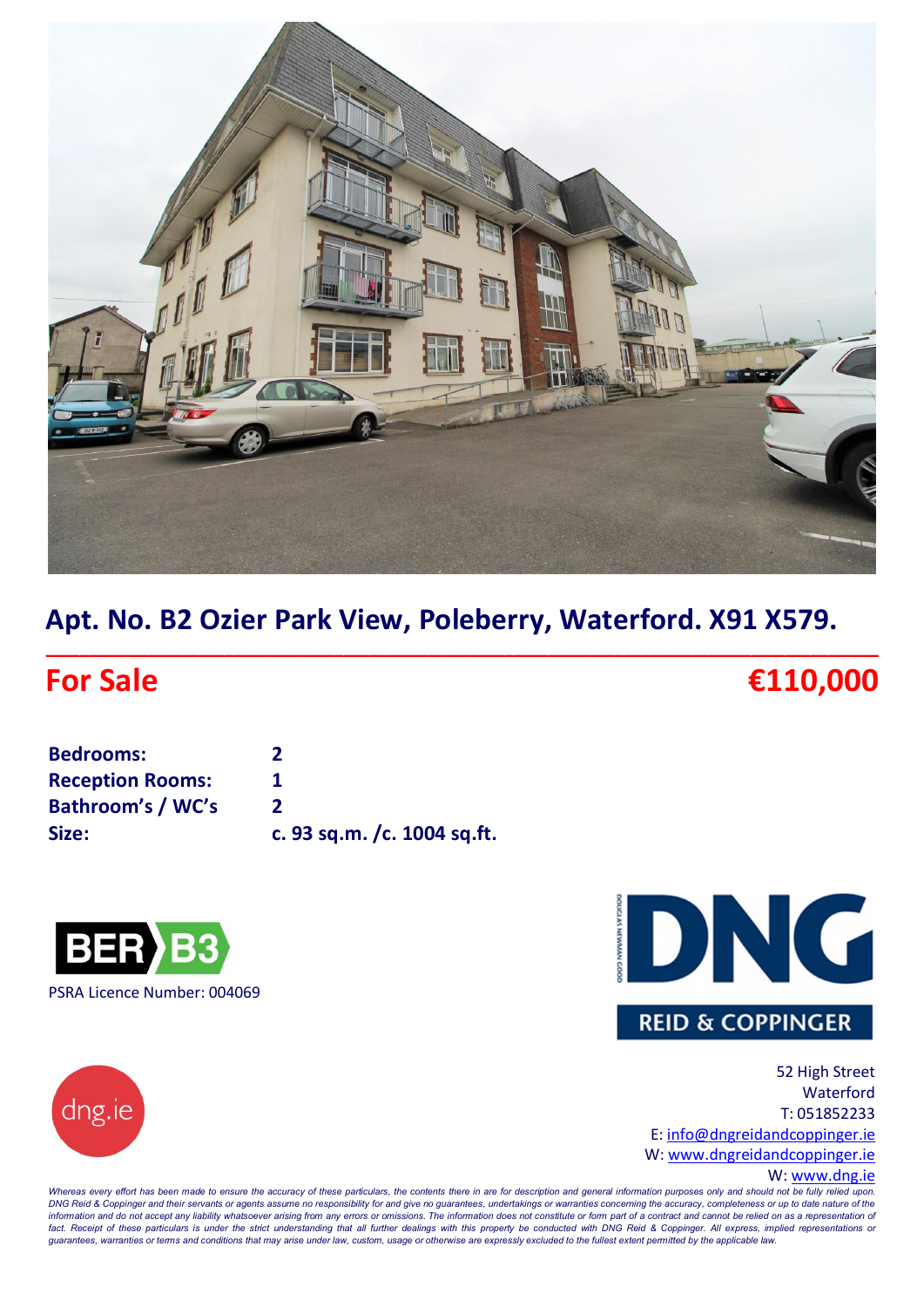# Apt. No. B2 Ozier Park View, Poleberry, Waterford. X91 X579.

## For Sale €110,000

| | |
|---|---|
| **Bedrooms:** | **2** |
| **Reception Rooms:** | **1** |
| **Bathroom's / WC's** | **2** |
| **Size:** | **c. 93 sq.m. /c. 1004 sq.ft.** |

BER B3

PSRA Licence Number: 004069

DNG REID & COPPINGER

dng.ie

52 High Street
Waterford
T: 051852233
E: info@dngreidandcoppinger.ie
W: www.dngreidandcoppinger.ie
W: www.dng.ie

*Whereas every effort has been made to ensure the accuracy of these particulars, the contents there in are for description and general information purposes only and should not be fully relied upon. DNG Reid & Coppinger and their servants or agents assume no responsibility for and give no guarantees, undertakings or warranties concerning the accuracy, completeness or up to date nature of the information and do not accept any liability whatsoever arising from any errors or omissions. The information does not constitute or form part of a contract and cannot be relied on as a representation of fact. Receipt of these particulars is under the strict understanding that all further dealings with this property be conducted with DNG Reid & Coppinger. All express, implied representations or guarantees, warranties or terms and conditions that may arise under law, custom, usage or otherwise are expressly excluded to the fullest extent permitted by the applicable law.*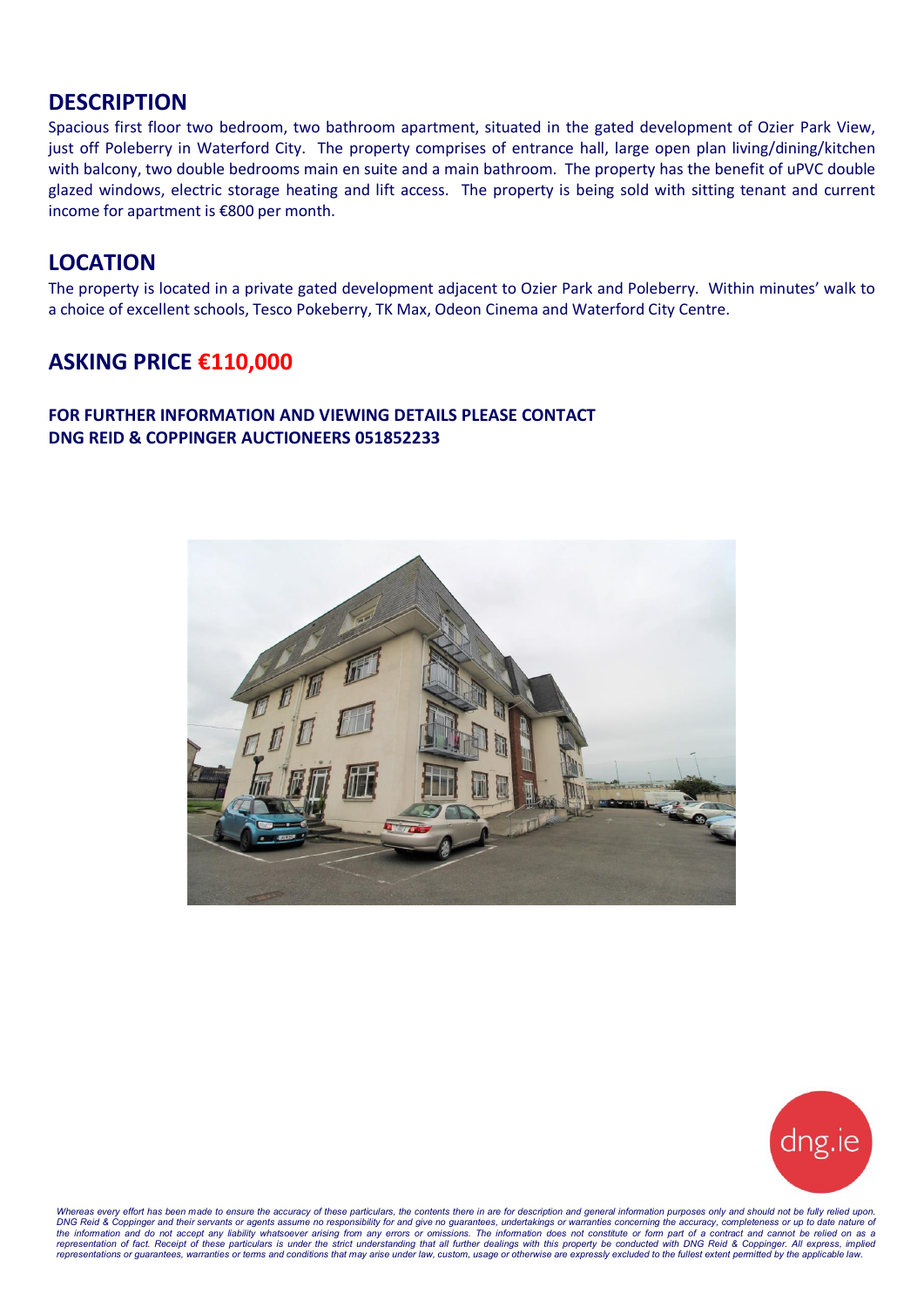## DESCRIPTION

Spacious first floor two bedroom, two bathroom apartment, situated in the gated development of Ozier Park View, just off Poleberry in Waterford City. The property comprises of entrance hall, large open plan living/dining/kitchen with balcony, two double bedrooms main en suite and a main bathroom. The property has the benefit of uPVC double glazed windows, electric storage heating and lift access. The property is being sold with sitting tenant and current income for apartment is €800 per month.

## LOCATION

The property is located in a private gated development adjacent to Ozier Park and Poleberry. Within minutes' walk to a choice of excellent schools, Tesco Pokeberry, TK Max, Odeon Cinema and Waterford City Centre.

## ASKING PRICE €110,000

**FOR FURTHER INFORMATION AND VIEWING DETAILS PLEASE CONTACT**
**DNG REID & COPPINGER AUCTIONEERS 051852233**

dng.ie

*Whereas every effort has been made to ensure the accuracy of these particulars, the contents there in are for description and general information purposes only and should not be fully relied upon. DNG Reid & Coppinger and their servants or agents assume no responsibility for and give no guarantees, undertakings or warranties concerning the accuracy, completeness or up to date nature of the information and do not accept any liability whatsoever arising from any errors or omissions. The information does not constitute or form part of a contract and cannot be relied on as a representation of fact. Receipt of these particulars is under the strict understanding that all further dealings with this property be conducted with DNG Reid & Coppinger. All express, implied representations or guarantees, warranties or terms and conditions that may arise under law, custom, usage or otherwise are expressly excluded to the fullest extent permitted by the applicable law.*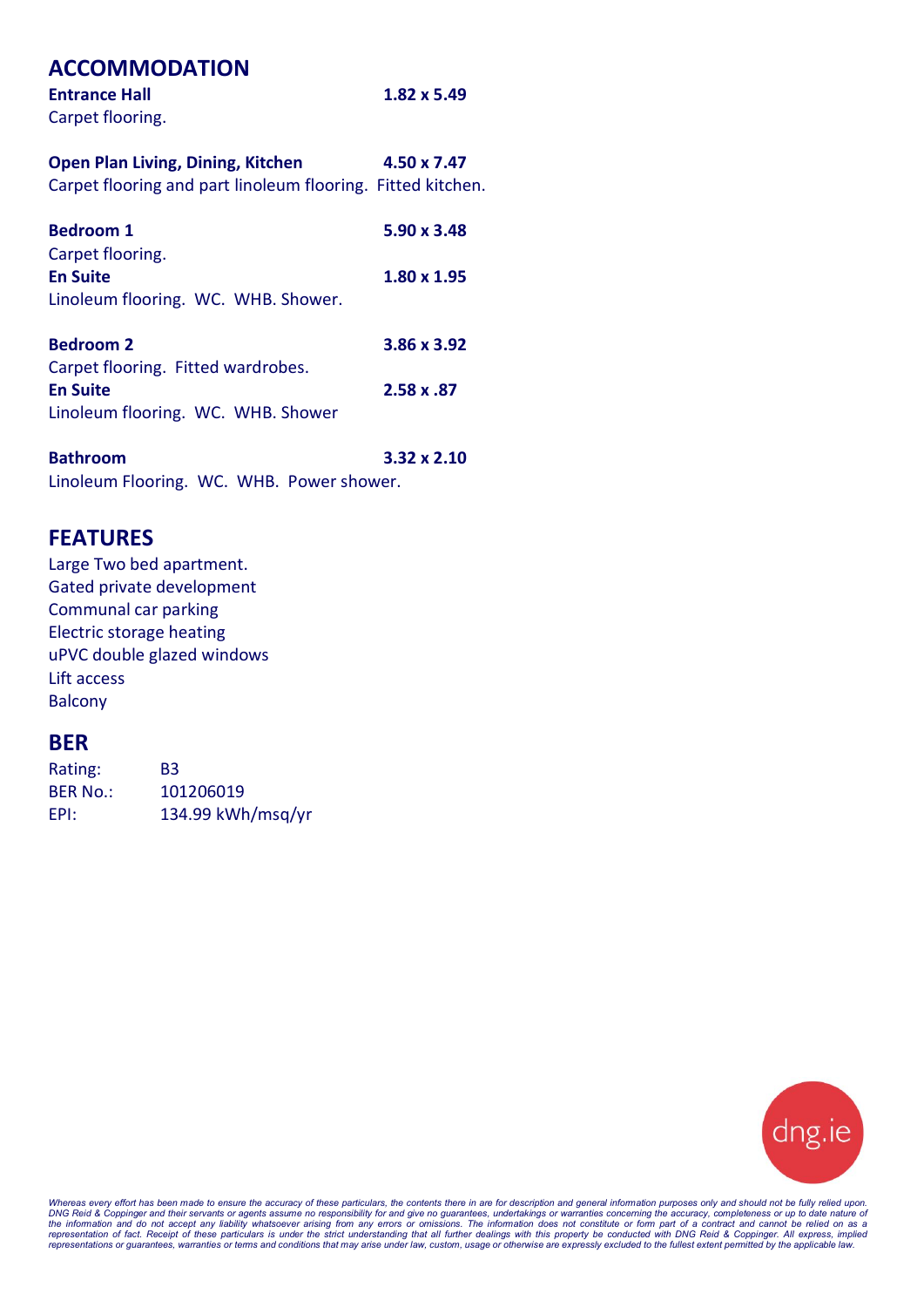## ACCOMMODATION

**Entrance Hall** **1.82 x 5.49**
Carpet flooring.

**Open Plan Living, Dining, Kitchen** **4.50 x 7.47**
Carpet flooring and part linoleum flooring. Fitted kitchen.

**Bedroom 1** **5.90 x 3.48**
Carpet flooring.
**En Suite** **1.80 x 1.95**
Linoleum flooring. WC. WHB. Shower.

**Bedroom 2** **3.86 x 3.92**
Carpet flooring. Fitted wardrobes.
**En Suite** **2.58 x .87**
Linoleum flooring. WC. WHB. Shower

**Bathroom** **3.32 x 2.10**
Linoleum Flooring. WC. WHB. Power shower.

## FEATURES

Large Two bed apartment.
Gated private development
Communal car parking
Electric storage heating
uPVC double glazed windows
Lift access
Balcony

## BER

| | |
|---|---|
| Rating: | B3 |
| BER No.: | 101206019 |
| EPI: | 134.99 kWh/msq/yr |

dng.ie

*Whereas every effort has been made to ensure the accuracy of these particulars, the contents there in are for description and general information purposes only and should not be fully relied upon. DNG Reid & Coppinger and their servants or agents assume no responsibility for and give no guarantees, undertakings or warranties concerning the accuracy, completeness or up to date nature of the information and do not accept any liability whatsoever arising from any errors or omissions. The information does not constitute or form part of a contract and cannot be relied on as a representation of fact. Receipt of these particulars is under the strict understanding that all further dealings with this property be conducted with DNG Reid & Coppinger. All express, implied representations or guarantees, warranties or terms and conditions that may arise under law, custom, usage or otherwise are expressly excluded to the fullest extent permitted by the applicable law.*